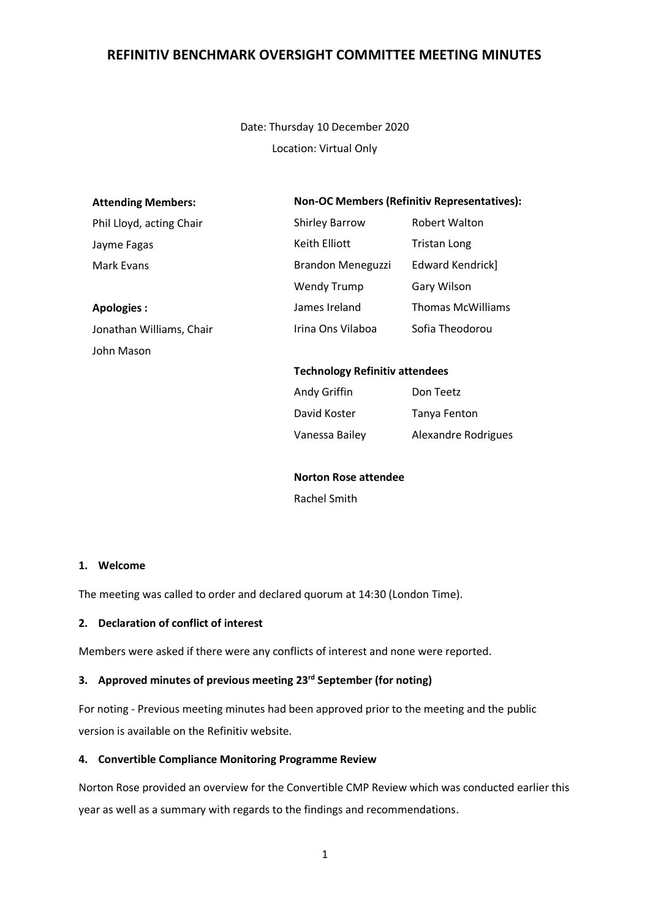# REFINITIV BENCHMARK OVERSIGHT COMMITTEE MEETING MINUTES

Date: Thursday 10 December 2020

Location: Virtual Only

**Attending Members:**

Phil Lloyd, acting Chair

Jayme Fagas

Mark Evans

**Apologies :**

Jonathan Williams, Chair

John Mason

**Non-OC Members (Refinitiv Representatives):**

| | |
|---|---|
| Shirley Barrow | Robert Walton |
| Keith Elliott | Tristan Long |
| Brandon Meneguzzi | Edward Kendrick] |
| Wendy Trump | Gary Wilson |
| James Ireland | Thomas McWilliams |
| Irina Ons Vilaboa | Sofia Theodorou |

**Technology Refinitiv attendees**

| | |
|---|---|
| Andy Griffin | Don Teetz |
| David Koster | Tanya Fenton |
| Vanessa Bailey | Alexandre Rodrigues |

**Norton Rose attendee**

Rachel Smith

## 1. Welcome

The meeting was called to order and declared quorum at 14:30 (London Time).

## 2. Declaration of conflict of interest

Members were asked if there were any conflicts of interest and none were reported.

## 3. Approved minutes of previous meeting 23rd September (for noting)

For noting - Previous meeting minutes had been approved prior to the meeting and the public version is available on the Refinitiv website.

## 4. Convertible Compliance Monitoring Programme Review

Norton Rose provided an overview for the Convertible CMP Review which was conducted earlier this year as well as a summary with regards to the findings and recommendations.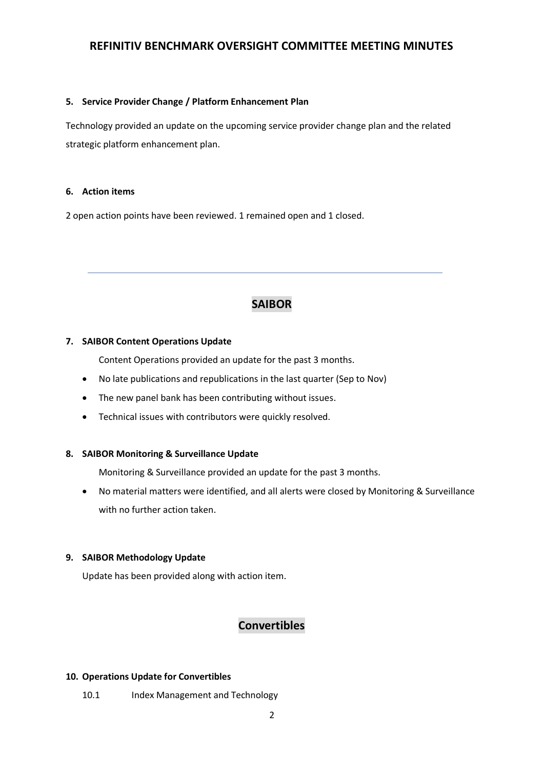#### 5. Service Provider Change / Platform Enhancement Plan

Technology provided an update on the upcoming service provider change plan and the related strategic platform enhancement plan.

#### 6. Action items

2 open action points have been reviewed. 1 remained open and 1 closed.

---

## SAIBOR

#### 7. SAIBOR Content Operations Update

Content Operations provided an update for the past 3 months.

- No late publications and republications in the last quarter (Sep to Nov)
- The new panel bank has been contributing without issues.
- Technical issues with contributors were quickly resolved.

#### 8. SAIBOR Monitoring & Surveillance Update

Monitoring & Surveillance provided an update for the past 3 months.

- No material matters were identified, and all alerts were closed by Monitoring & Surveillance with no further action taken.

#### 9. SAIBOR Methodology Update

Update has been provided along with action item.

## Convertibles

#### 10. Operations Update for Convertibles

10.1 Index Management and Technology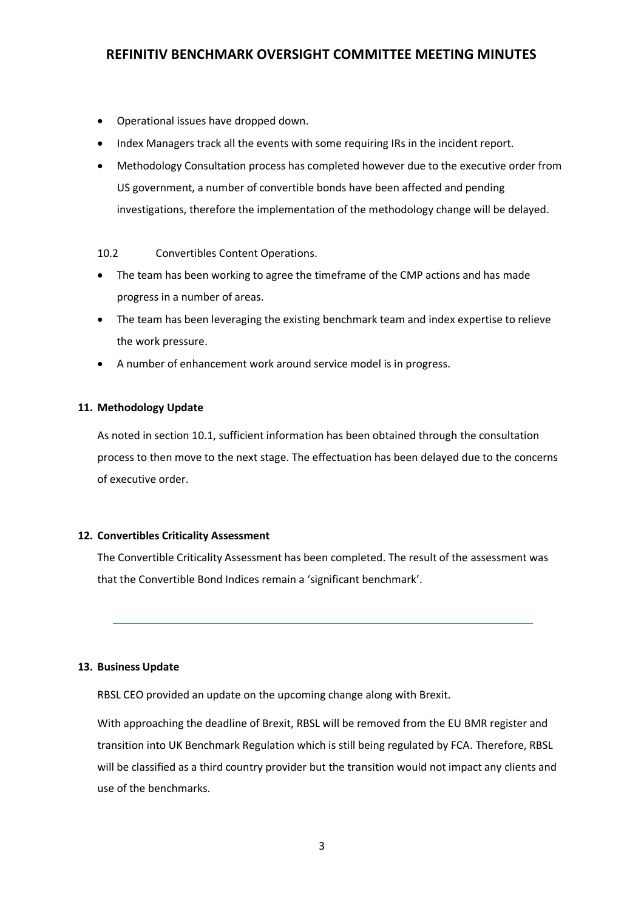- Operational issues have dropped down.
- Index Managers track all the events with some requiring IRs in the incident report.
- Methodology Consultation process has completed however due to the executive order from US government, a number of convertible bonds have been affected and pending investigations, therefore the implementation of the methodology change will be delayed.

10.2 Convertibles Content Operations.

- The team has been working to agree the timeframe of the CMP actions and has made progress in a number of areas.
- The team has been leveraging the existing benchmark team and index expertise to relieve the work pressure.
- A number of enhancement work around service model is in progress.

## 11. Methodology Update

As noted in section 10.1, sufficient information has been obtained through the consultation process to then move to the next stage. The effectuation has been delayed due to the concerns of executive order.

## 12. Convertibles Criticality Assessment

The Convertible Criticality Assessment has been completed. The result of the assessment was that the Convertible Bond Indices remain a 'significant benchmark'.

---

## 13. Business Update

RBSL CEO provided an update on the upcoming change along with Brexit.

With approaching the deadline of Brexit, RBSL will be removed from the EU BMR register and transition into UK Benchmark Regulation which is still being regulated by FCA. Therefore, RBSL will be classified as a third country provider but the transition would not impact any clients and use of the benchmarks.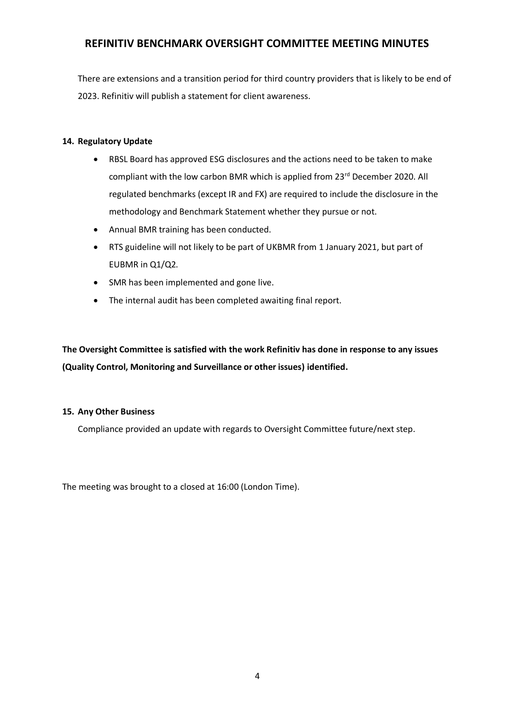There are extensions and a transition period for third country providers that is likely to be end of 2023. Refinitiv will publish a statement for client awareness.

**14. Regulatory Update**

- RBSL Board has approved ESG disclosures and the actions need to be taken to make compliant with the low carbon BMR which is applied from 23rd December 2020. All regulated benchmarks (except IR and FX) are required to include the disclosure in the methodology and Benchmark Statement whether they pursue or not.
- Annual BMR training has been conducted.
- RTS guideline will not likely to be part of UKBMR from 1 January 2021, but part of EUBMR in Q1/Q2.
- SMR has been implemented and gone live.
- The internal audit has been completed awaiting final report.

**The Oversight Committee is satisfied with the work Refinitiv has done in response to any issues (Quality Control, Monitoring and Surveillance or other issues) identified.**

**15. Any Other Business**

Compliance provided an update with regards to Oversight Committee future/next step.

The meeting was brought to a closed at 16:00 (London Time).